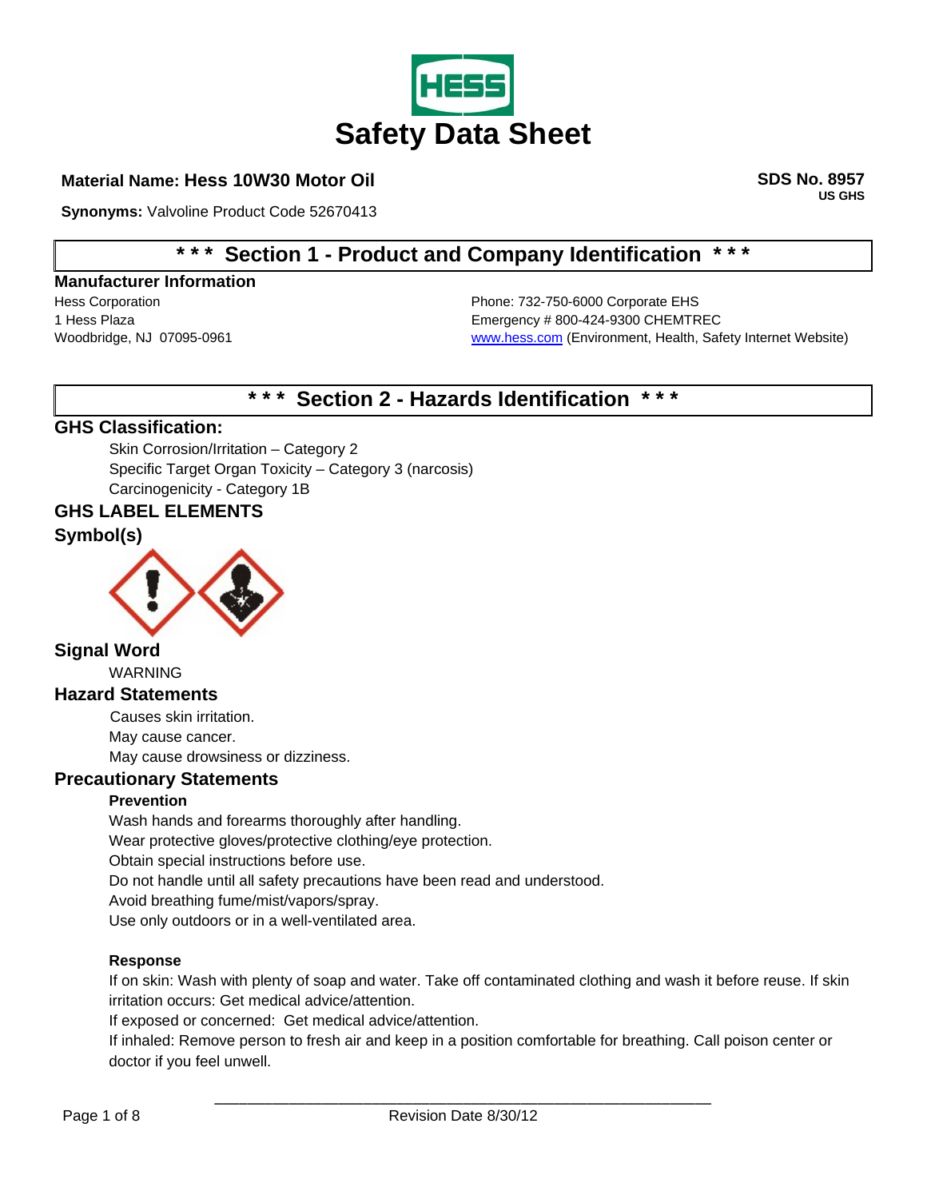# Safety Data Sheet

**Material Name: Hess 10W30 Motor Oil**

**SDS No. 8957**
**US GHS**

**Synonyms:** Valvoline Product Code 52670413

## \* \* \* Section 1 - Product and Company Identification \* \* \*

### Manufacturer Information

Hess Corporation
1 Hess Plaza
Woodbridge, NJ 07095-0961

Phone: 732-750-6000 Corporate EHS
Emergency # 800-424-9300 CHEMTREC
www.hess.com (Environment, Health, Safety Internet Website)

## \* \* \* Section 2 - Hazards Identification \* \* \*

### GHS Classification:

Skin Corrosion/Irritation – Category 2
Specific Target Organ Toxicity – Category 3 (narcosis)
Carcinogenicity - Category 1B

### GHS LABEL ELEMENTS

### Symbol(s)

### Signal Word

WARNING

### Hazard Statements

Causes skin irritation.
May cause cancer.
May cause drowsiness or dizziness.

### Precautionary Statements

**Prevention**

Wash hands and forearms thoroughly after handling.
Wear protective gloves/protective clothing/eye protection.
Obtain special instructions before use.
Do not handle until all safety precautions have been read and understood.
Avoid breathing fume/mist/vapors/spray.
Use only outdoors or in a well-ventilated area.

**Response**

If on skin: Wash with plenty of soap and water. Take off contaminated clothing and wash it before reuse. If skin irritation occurs: Get medical advice/attention.
If exposed or concerned: Get medical advice/attention.
If inhaled: Remove person to fresh air and keep in a position comfortable for breathing. Call poison center or doctor if you feel unwell.

Revision Date 8/30/12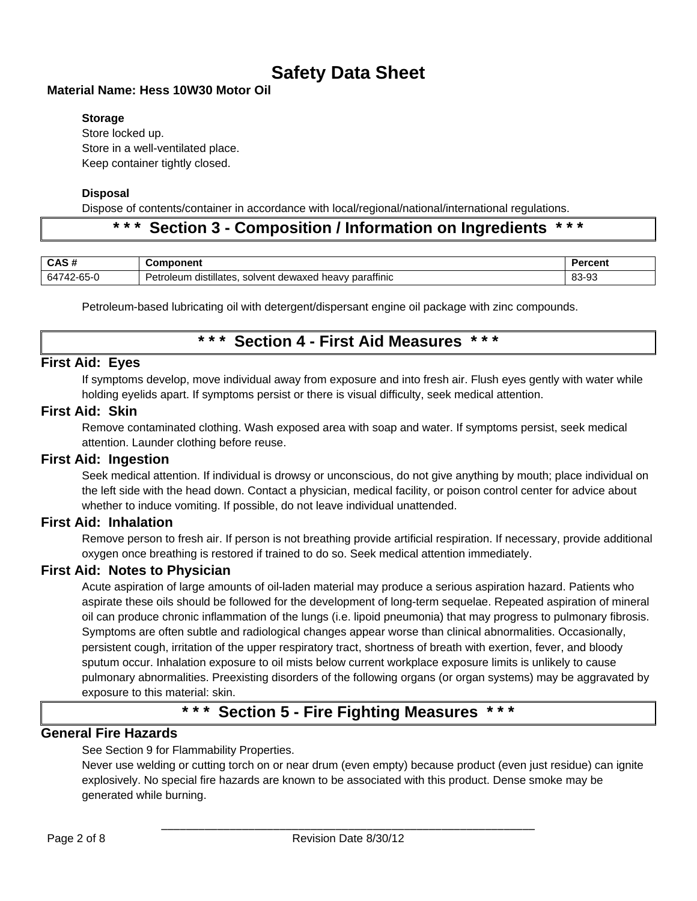### Storage

Store locked up.
Store in a well-ventilated place.
Keep container tightly closed.

### Disposal

Dispose of contents/container in accordance with local/regional/national/international regulations.

## * * * Section 3 - Composition / Information on Ingredients * * *

| CAS # | Component | Percent |
|---|---|---|
| 64742-65-0 | Petroleum distillates, solvent dewaxed heavy paraffinic | 83-93 |

Petroleum-based lubricating oil with detergent/dispersant engine oil package with zinc compounds.

## * * * Section 4 - First Aid Measures * * *

### First Aid: Eyes

If symptoms develop, move individual away from exposure and into fresh air. Flush eyes gently with water while holding eyelids apart. If symptoms persist or there is visual difficulty, seek medical attention.

### First Aid: Skin

Remove contaminated clothing. Wash exposed area with soap and water. If symptoms persist, seek medical attention. Launder clothing before reuse.

### First Aid: Ingestion

Seek medical attention. If individual is drowsy or unconscious, do not give anything by mouth; place individual on the left side with the head down. Contact a physician, medical facility, or poison control center for advice about whether to induce vomiting. If possible, do not leave individual unattended.

### First Aid: Inhalation

Remove person to fresh air. If person is not breathing provide artificial respiration. If necessary, provide additional oxygen once breathing is restored if trained to do so. Seek medical attention immediately.

### First Aid: Notes to Physician

Acute aspiration of large amounts of oil-laden material may produce a serious aspiration hazard. Patients who aspirate these oils should be followed for the development of long-term sequelae. Repeated aspiration of mineral oil can produce chronic inflammation of the lungs (i.e. lipoid pneumonia) that may progress to pulmonary fibrosis. Symptoms are often subtle and radiological changes appear worse than clinical abnormalities. Occasionally, persistent cough, irritation of the upper respiratory tract, shortness of breath with exertion, fever, and bloody sputum occur. Inhalation exposure to oil mists below current workplace exposure limits is unlikely to cause pulmonary abnormalities. Preexisting disorders of the following organs (or organ systems) may be aggravated by exposure to this material: skin.

## * * * Section 5 - Fire Fighting Measures * * *

### General Fire Hazards

See Section 9 for Flammability Properties.
Never use welding or cutting torch on or near drum (even empty) because product (even just residue) can ignite explosively. No special fire hazards are known to be associated with this product. Dense smoke may be generated while burning.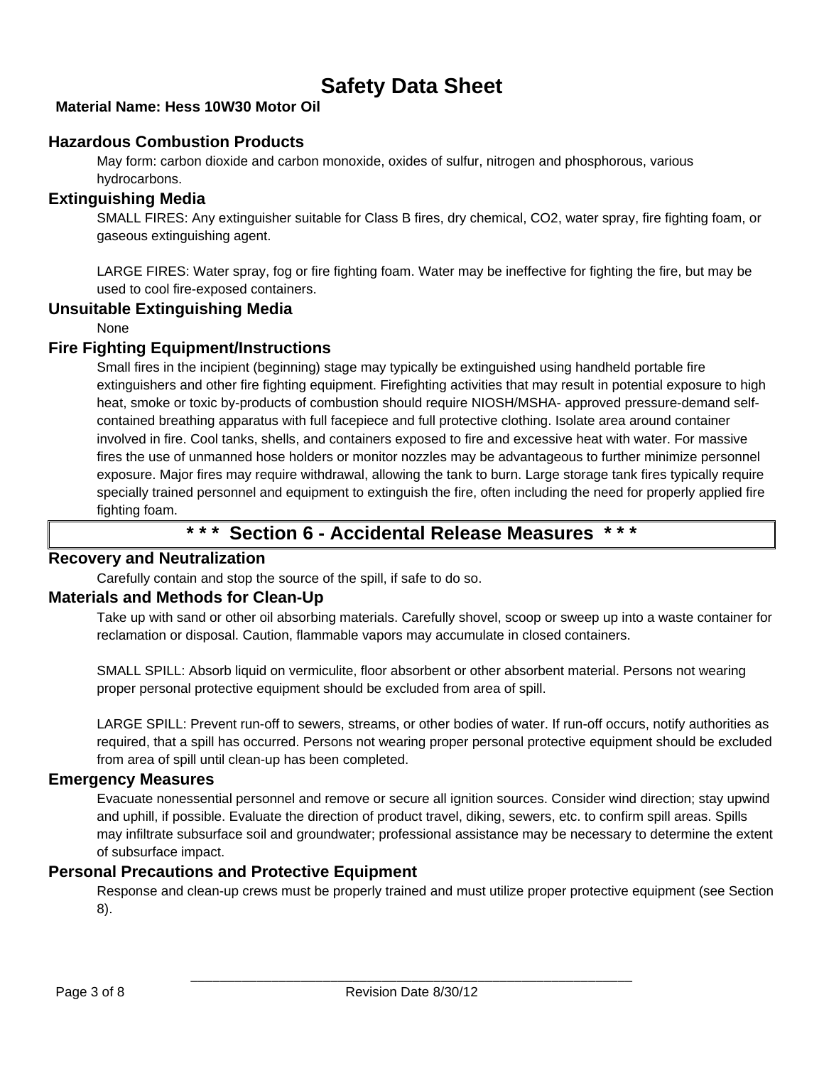# Safety Data Sheet

**Material Name: Hess 10W30 Motor Oil**

### Hazardous Combustion Products

May form: carbon dioxide and carbon monoxide, oxides of sulfur, nitrogen and phosphorous, various hydrocarbons.

### Extinguishing Media

SMALL FIRES: Any extinguisher suitable for Class B fires, dry chemical, $CO_2$, water spray, fire fighting foam, or gaseous extinguishing agent.

LARGE FIRES: Water spray, fog or fire fighting foam. Water may be ineffective for fighting the fire, but may be used to cool fire-exposed containers.

### Unsuitable Extinguishing Media

None

### Fire Fighting Equipment/Instructions

Small fires in the incipient (beginning) stage may typically be extinguished using handheld portable fire extinguishers and other fire fighting equipment. Firefighting activities that may result in potential exposure to high heat, smoke or toxic by-products of combustion should require NIOSH/MSHA- approved pressure-demand self-contained breathing apparatus with full facepiece and full protective clothing. Isolate area around container involved in fire. Cool tanks, shells, and containers exposed to fire and excessive heat with water. For massive fires the use of unmanned hose holders or monitor nozzles may be advantageous to further minimize personnel exposure. Major fires may require withdrawal, allowing the tank to burn. Large storage tank fires typically require specially trained personnel and equipment to extinguish the fire, often including the need for properly applied fire fighting foam.

## * * * Section 6 - Accidental Release Measures * * *

### Recovery and Neutralization

Carefully contain and stop the source of the spill, if safe to do so.

### Materials and Methods for Clean-Up

Take up with sand or other oil absorbing materials. Carefully shovel, scoop or sweep up into a waste container for reclamation or disposal. Caution, flammable vapors may accumulate in closed containers.

SMALL SPILL: Absorb liquid on vermiculite, floor absorbent or other absorbent material. Persons not wearing proper personal protective equipment should be excluded from area of spill.

LARGE SPILL: Prevent run-off to sewers, streams, or other bodies of water. If run-off occurs, notify authorities as required, that a spill has occurred. Persons not wearing proper personal protective equipment should be excluded from area of spill until clean-up has been completed.

### Emergency Measures

Evacuate nonessential personnel and remove or secure all ignition sources. Consider wind direction; stay upwind and uphill, if possible. Evaluate the direction of product travel, diking, sewers, etc. to confirm spill areas. Spills may infiltrate subsurface soil and groundwater; professional assistance may be necessary to determine the extent of subsurface impact.

### Personal Precautions and Protective Equipment

Response and clean-up crews must be properly trained and must utilize proper protective equipment (see Section 8).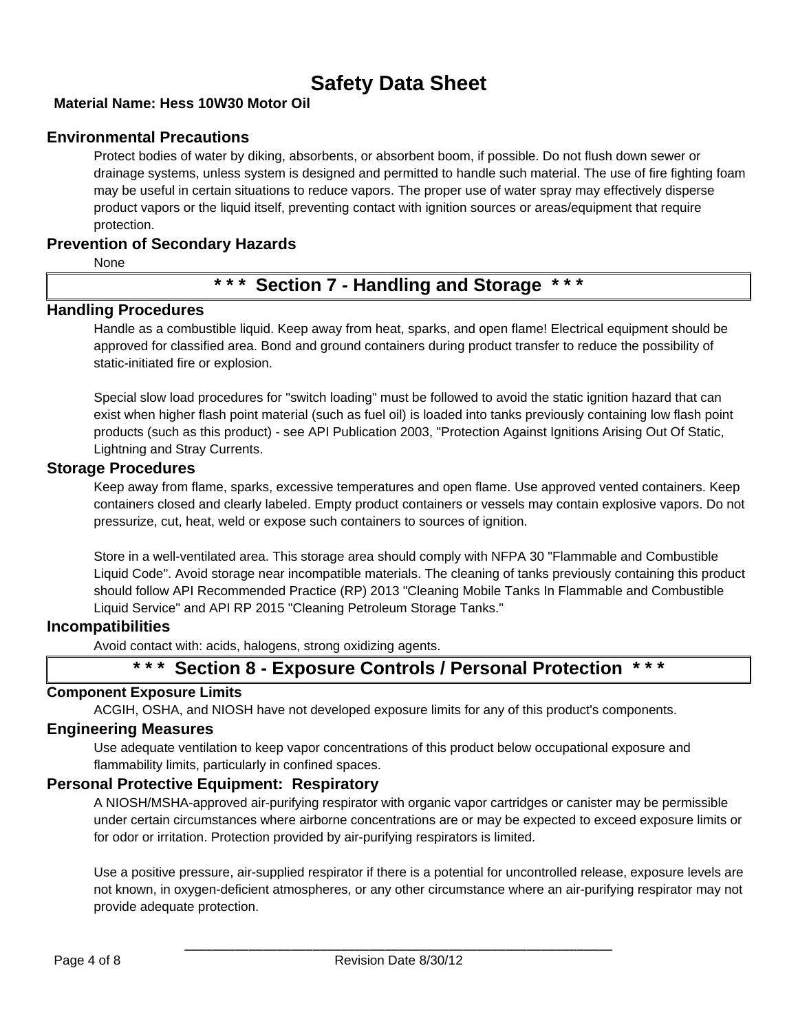# Safety Data Sheet

**Material Name: Hess 10W30 Motor Oil**

## Environmental Precautions

Protect bodies of water by diking, absorbents, or absorbent boom, if possible. Do not flush down sewer or drainage systems, unless system is designed and permitted to handle such material. The use of fire fighting foam may be useful in certain situations to reduce vapors. The proper use of water spray may effectively disperse product vapors or the liquid itself, preventing contact with ignition sources or areas/equipment that require protection.

## Prevention of Secondary Hazards

None

# * * * Section 7 - Handling and Storage * * *

## Handling Procedures

Handle as a combustible liquid. Keep away from heat, sparks, and open flame! Electrical equipment should be approved for classified area. Bond and ground containers during product transfer to reduce the possibility of static-initiated fire or explosion.

Special slow load procedures for "switch loading" must be followed to avoid the static ignition hazard that can exist when higher flash point material (such as fuel oil) is loaded into tanks previously containing low flash point products (such as this product) - see API Publication 2003, "Protection Against Ignitions Arising Out Of Static, Lightning and Stray Currents.

## Storage Procedures

Keep away from flame, sparks, excessive temperatures and open flame. Use approved vented containers. Keep containers closed and clearly labeled. Empty product containers or vessels may contain explosive vapors. Do not pressurize, cut, heat, weld or expose such containers to sources of ignition.

Store in a well-ventilated area. This storage area should comply with NFPA 30 "Flammable and Combustible Liquid Code". Avoid storage near incompatible materials. The cleaning of tanks previously containing this product should follow API Recommended Practice (RP) 2013 "Cleaning Mobile Tanks In Flammable and Combustible Liquid Service" and API RP 2015 "Cleaning Petroleum Storage Tanks."

## Incompatibilities

Avoid contact with: acids, halogens, strong oxidizing agents.

# * * * Section 8 - Exposure Controls / Personal Protection * * *

## Component Exposure Limits

ACGIH, OSHA, and NIOSH have not developed exposure limits for any of this product's components.

## Engineering Measures

Use adequate ventilation to keep vapor concentrations of this product below occupational exposure and flammability limits, particularly in confined spaces.

## Personal Protective Equipment: Respiratory

A NIOSH/MSHA-approved air-purifying respirator with organic vapor cartridges or canister may be permissible under certain circumstances where airborne concentrations are or may be expected to exceed exposure limits or for odor or irritation. Protection provided by air-purifying respirators is limited.

Use a positive pressure, air-supplied respirator if there is a potential for uncontrolled release, exposure levels are not known, in oxygen-deficient atmospheres, or any other circumstance where an air-purifying respirator may not provide adequate protection.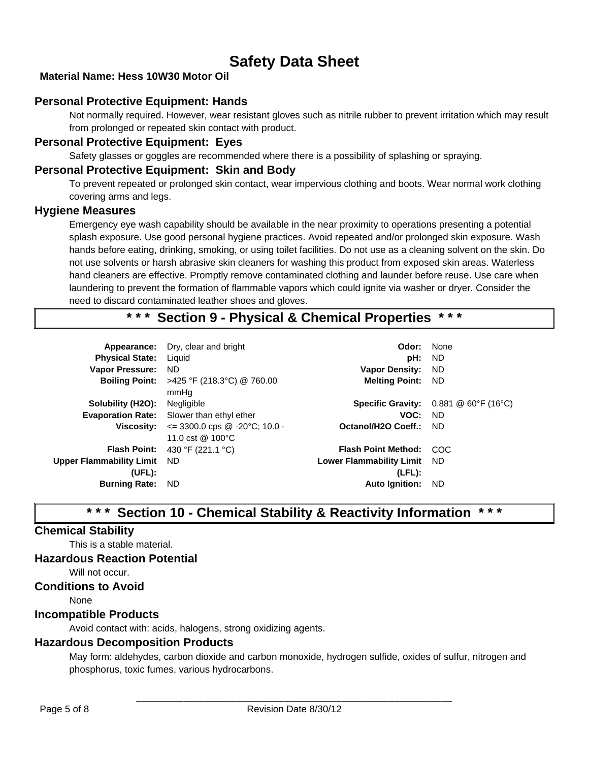# Safety Data Sheet

**Material Name: Hess 10W30 Motor Oil**

### Personal Protective Equipment: Hands

Not normally required. However, wear resistant gloves such as nitrile rubber to prevent irritation which may result from prolonged or repeated skin contact with product.

### Personal Protective Equipment: Eyes

Safety glasses or goggles are recommended where there is a possibility of splashing or spraying.

### Personal Protective Equipment: Skin and Body

To prevent repeated or prolonged skin contact, wear impervious clothing and boots. Wear normal work clothing covering arms and legs.

### Hygiene Measures

Emergency eye wash capability should be available in the near proximity to operations presenting a potential splash exposure. Use good personal hygiene practices. Avoid repeated and/or prolonged skin exposure. Wash hands before eating, drinking, smoking, or using toilet facilities. Do not use as a cleaning solvent on the skin. Do not use solvents or harsh abrasive skin cleaners for washing this product from exposed skin areas. Waterless hand cleaners are effective. Promptly remove contaminated clothing and launder before reuse. Use care when laundering to prevent the formation of flammable vapors which could ignite via washer or dryer. Consider the need to discard contaminated leather shoes and gloves.

## * * * Section 9 - Physical & Chemical Properties * * *

| Property | Value | Property | Value |
|---|---|---|---|
| **Appearance:** | Dry, clear and bright | **Odor:** | None |
| **Physical State:** | Liquid | **pH:** | ND |
| **Vapor Pressure:** | ND | **Vapor Density:** | ND |
| **Boiling Point:** | >425 °F (218.3°C) @ 760.00 mmHg | **Melting Point:** | ND |
| **Solubility (H2O):** | Negligible | **Specific Gravity:** | 0.881 @ 60°F (16°C) |
| **Evaporation Rate:** | Slower than ethyl ether | **VOC:** | ND |
| **Viscosity:** | <= 3300.0 cps @ -20°C; 10.0 - 11.0 cst @ 100°C | **Octanol/H2O Coeff.:** | ND |
| **Flash Point:** | 430 °F (221.1 °C) | **Flash Point Method:** | COC |
| **Upper Flammability Limit (UFL):** | ND | **Lower Flammability Limit (LFL):** | ND |
| **Burning Rate:** | ND | **Auto Ignition:** | ND |

## * * * Section 10 - Chemical Stability & Reactivity Information * * *

### Chemical Stability

This is a stable material.

### Hazardous Reaction Potential

Will not occur.

### Conditions to Avoid

None

### Incompatible Products

Avoid contact with: acids, halogens, strong oxidizing agents.

### Hazardous Decomposition Products

May form: aldehydes, carbon dioxide and carbon monoxide, hydrogen sulfide, oxides of sulfur, nitrogen and phosphorus, toxic fumes, various hydrocarbons.

Revision Date 8/30/12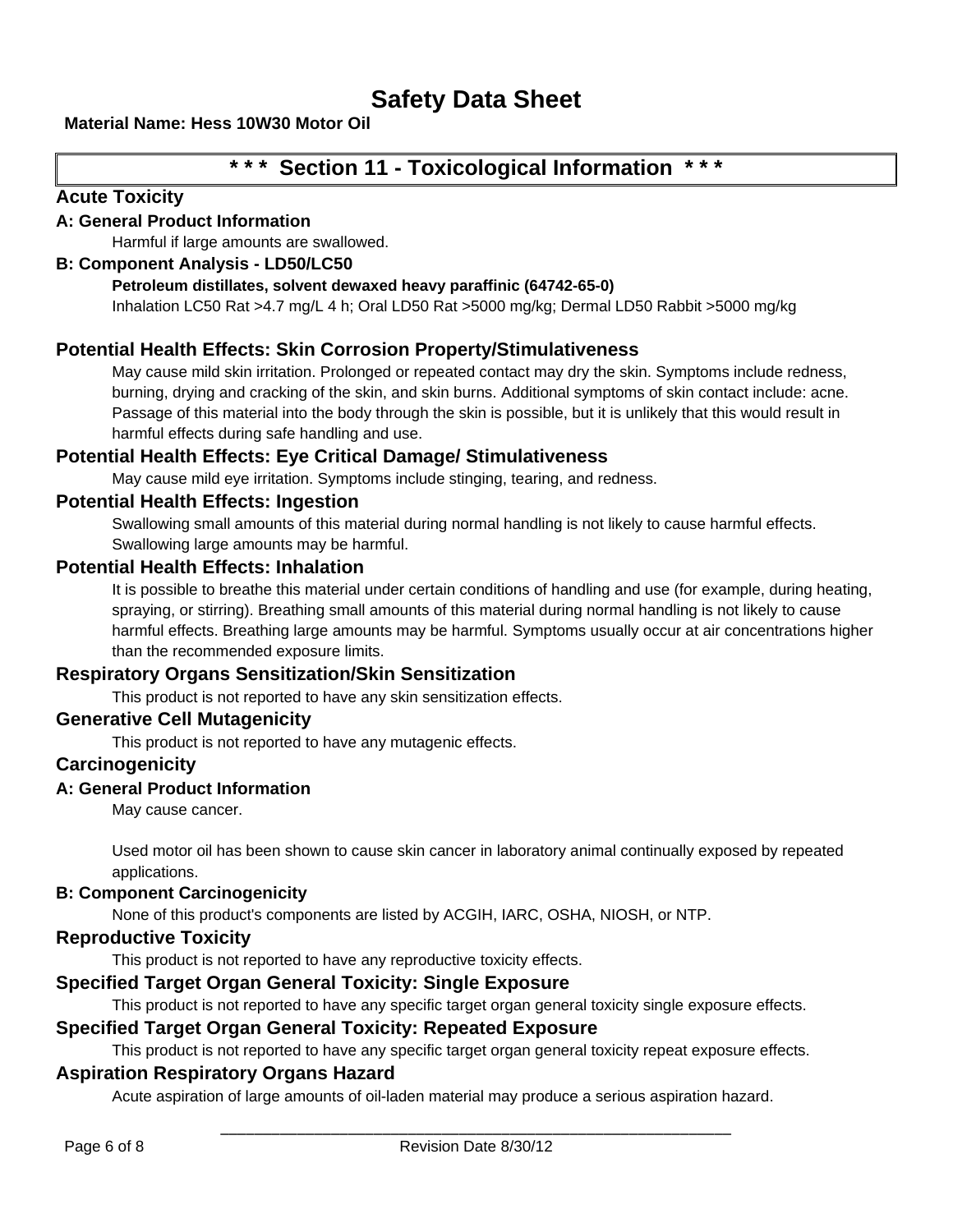# Safety Data Sheet

**Material Name: Hess 10W30 Motor Oil**

## * * * Section 11 - Toxicological Information * * *

### Acute Toxicity

**A: General Product Information**

Harmful if large amounts are swallowed.

**B: Component Analysis - LD50/LC50**

**Petroleum distillates, solvent dewaxed heavy paraffinic (64742-65-0)**

Inhalation LC50 Rat >4.7 mg/L 4 h; Oral LD50 Rat >5000 mg/kg; Dermal LD50 Rabbit >5000 mg/kg

### Potential Health Effects: Skin Corrosion Property/Stimulativeness

May cause mild skin irritation. Prolonged or repeated contact may dry the skin. Symptoms include redness, burning, drying and cracking of the skin, and skin burns. Additional symptoms of skin contact include: acne. Passage of this material into the body through the skin is possible, but it is unlikely that this would result in harmful effects during safe handling and use.

### Potential Health Effects: Eye Critical Damage/ Stimulativeness

May cause mild eye irritation. Symptoms include stinging, tearing, and redness.

### Potential Health Effects: Ingestion

Swallowing small amounts of this material during normal handling is not likely to cause harmful effects. Swallowing large amounts may be harmful.

### Potential Health Effects: Inhalation

It is possible to breathe this material under certain conditions of handling and use (for example, during heating, spraying, or stirring). Breathing small amounts of this material during normal handling is not likely to cause harmful effects. Breathing large amounts may be harmful. Symptoms usually occur at air concentrations higher than the recommended exposure limits.

### Respiratory Organs Sensitization/Skin Sensitization

This product is not reported to have any skin sensitization effects.

### Generative Cell Mutagenicity

This product is not reported to have any mutagenic effects.

### Carcinogenicity

**A: General Product Information**

May cause cancer.

Used motor oil has been shown to cause skin cancer in laboratory animal continually exposed by repeated applications.

**B: Component Carcinogenicity**

None of this product's components are listed by ACGIH, IARC, OSHA, NIOSH, or NTP.

### Reproductive Toxicity

This product is not reported to have any reproductive toxicity effects.

### Specified Target Organ General Toxicity: Single Exposure

This product is not reported to have any specific target organ general toxicity single exposure effects.

### Specified Target Organ General Toxicity: Repeated Exposure

This product is not reported to have any specific target organ general toxicity repeat exposure effects.

### Aspiration Respiratory Organs Hazard

Acute aspiration of large amounts of oil-laden material may produce a serious aspiration hazard.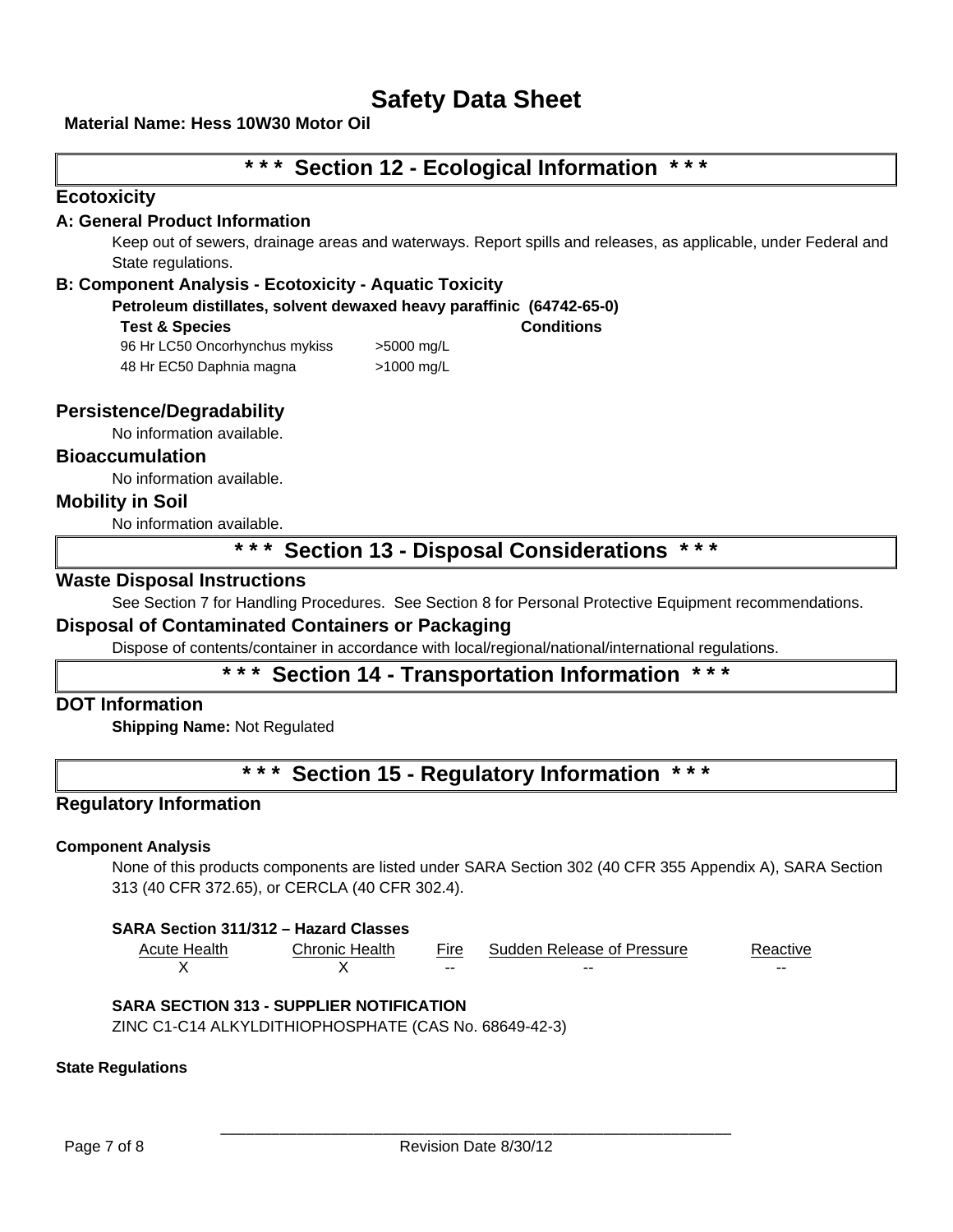# Safety Data Sheet

**Material Name: Hess 10W30 Motor Oil**

## * * * Section 12 - Ecological Information * * *

### Ecotoxicity

#### A: General Product Information

Keep out of sewers, drainage areas and waterways. Report spills and releases, as applicable, under Federal and State regulations.

#### B: Component Analysis - Ecotoxicity - Aquatic Toxicity

**Petroleum distillates, solvent dewaxed heavy paraffinic (64742-65-0)**

| Test & Species | | Conditions |
|---|---|---|
| 96 Hr LC50 Oncorhynchus mykiss | >5000 mg/L | |
| 48 Hr EC50 Daphnia magna | >1000 mg/L | |

### Persistence/Degradability

No information available.

### Bioaccumulation

No information available.

### Mobility in Soil

No information available.

## * * * Section 13 - Disposal Considerations * * *

### Waste Disposal Instructions

See Section 7 for Handling Procedures. See Section 8 for Personal Protective Equipment recommendations.

### Disposal of Contaminated Containers or Packaging

Dispose of contents/container in accordance with local/regional/national/international regulations.

## * * * Section 14 - Transportation Information * * *

### DOT Information

**Shipping Name:** Not Regulated

## * * * Section 15 - Regulatory Information * * *

### Regulatory Information

#### Component Analysis

None of this products components are listed under SARA Section 302 (40 CFR 355 Appendix A), SARA Section 313 (40 CFR 372.65), or CERCLA (40 CFR 302.4).

**SARA Section 311/312 – Hazard Classes**

| Acute Health | Chronic Health | Fire | Sudden Release of Pressure | Reactive |
|---|---|---|---|---|
| X | X | -- | -- | -- |

**SARA SECTION 313 - SUPPLIER NOTIFICATION**

ZINC C1-C14 ALKYLDITHIOPHOSPHATE (CAS No. 68649-42-3)

#### State Regulations

Revision Date 8/30/12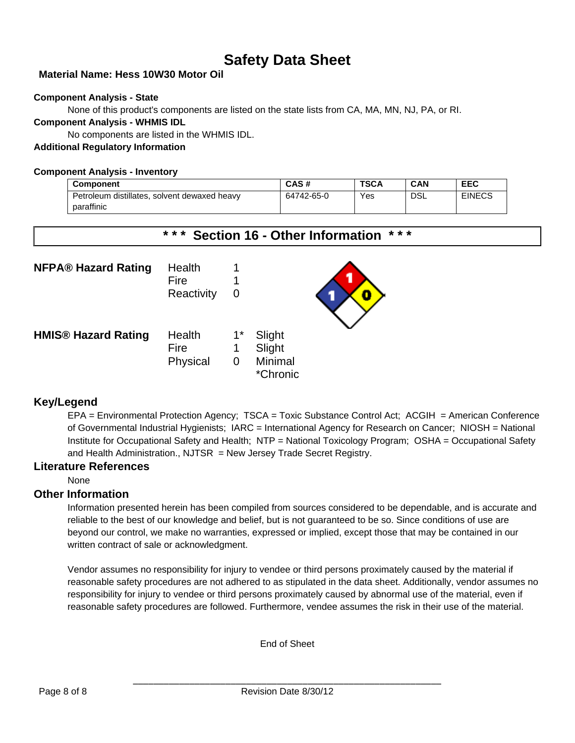# Safety Data Sheet

**Material Name: Hess 10W30 Motor Oil**

**Component Analysis - State**

None of this product's components are listed on the state lists from CA, MA, MN, NJ, PA, or RI.

**Component Analysis - WHMIS IDL**

No components are listed in the WHMIS IDL.

**Additional Regulatory Information**

**Component Analysis - Inventory**

| Component | CAS # | TSCA | CAN | EEC |
|---|---|---|---|---|
| Petroleum distillates, solvent dewaxed heavy paraffinic | 64742-65-0 | Yes | DSL | EINECS |

## *** Section 16 - Other Information ***

**NFPA® Hazard Rating**

| | | |
|---|---|---|
| Health | 1 | |
| Fire | 1 | |
| Reactivity | 0 | |

**HMIS® Hazard Rating**

| | | |
|---|---|---|
| Health | 1* | Slight |
| Fire | 1 | Slight |
| Physical | 0 | Minimal |
| | | *Chronic |

### Key/Legend

EPA = Environmental Protection Agency; TSCA = Toxic Substance Control Act; ACGIH = American Conference of Governmental Industrial Hygienists; IARC = International Agency for Research on Cancer; NIOSH = National Institute for Occupational Safety and Health; NTP = National Toxicology Program; OSHA = Occupational Safety and Health Administration., NJTSR = New Jersey Trade Secret Registry.

### Literature References

None

### Other Information

Information presented herein has been compiled from sources considered to be dependable, and is accurate and reliable to the best of our knowledge and belief, but is not guaranteed to be so. Since conditions of use are beyond our control, we make no warranties, expressed or implied, except those that may be contained in our written contract of sale or acknowledgment.

Vendor assumes no responsibility for injury to vendee or third persons proximately caused by the material if reasonable safety procedures are not adhered to as stipulated in the data sheet. Additionally, vendor assumes no responsibility for injury to vendee or third persons proximately caused by abnormal use of the material, even if reasonable safety procedures are followed. Furthermore, vendee assumes the risk in their use of the material.

End of Sheet

Revision Date 8/30/12